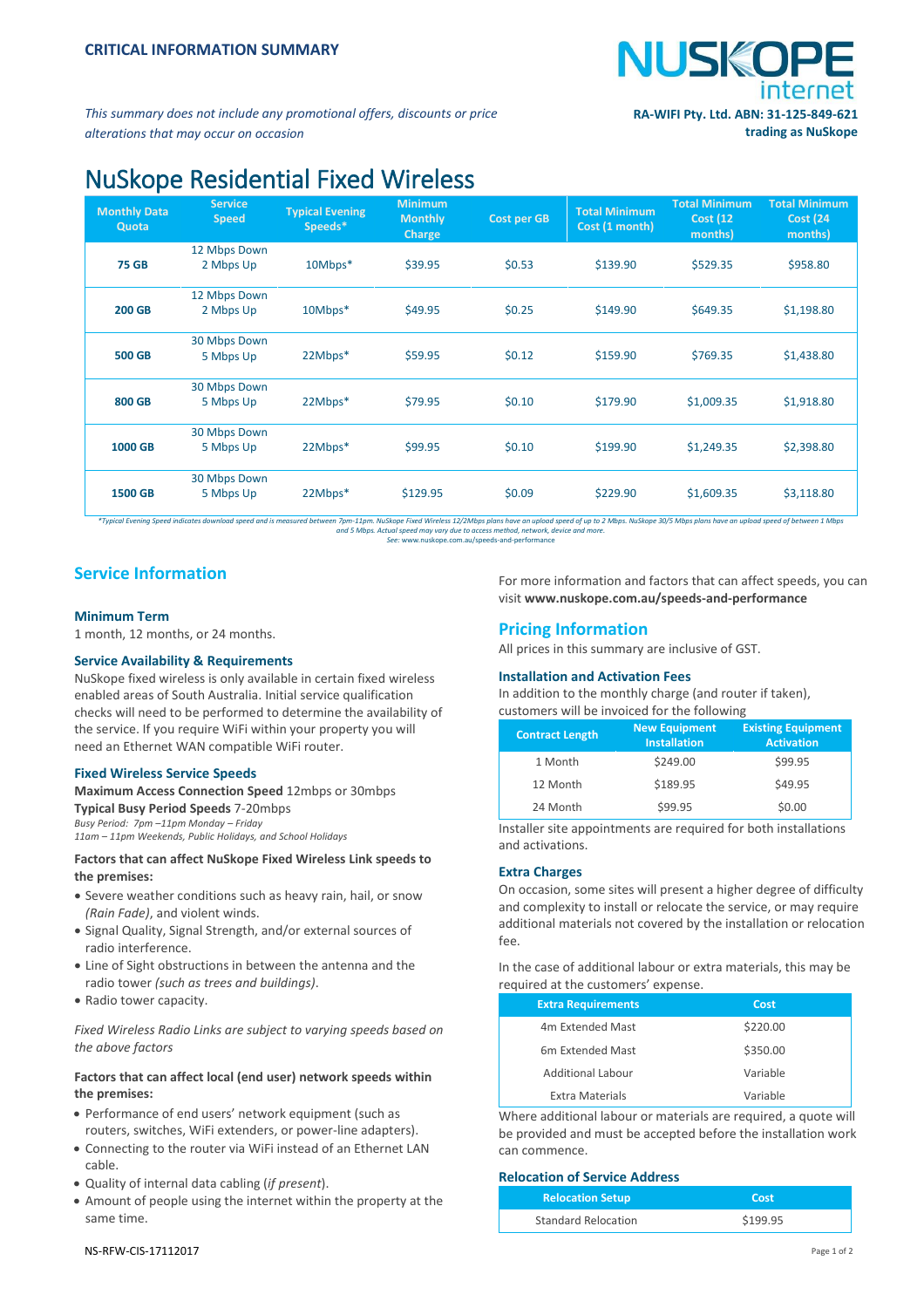**CRITICAL INFORMATION SUMMARY**

*This summary does not include any promotional offers, discounts or price alterations that may occur on occasion*

**RA-WIFI Pty. Ltd. ABN: 31-125-849-621 trading as NuSkope**

# NuSkope Residential Fixed Wireless

| Monthly Data Quota | Service Speed | Typical Evening Speeds* | Minimum Monthly Charge | Cost per GB | Total Minimum Cost (1 month) | Total Minimum Cost (12 months) | Total Minimum Cost (24 months) |
|---|---|---|---|---|---|---|---|
| **75 GB** | 12 Mbps Down 2 Mbps Up | 10Mbps* | $39.95 | $0.53 | $139.90 | $529.35 | $958.80 |
| **200 GB** | 12 Mbps Down 2 Mbps Up | 10Mbps* | $49.95 | $0.25 | $149.90 | $649.35 | $1,198.80 |
| **500 GB** | 30 Mbps Down 5 Mbps Up | 22Mbps* | $59.95 | $0.12 | $159.90 | $769.35 | $1,438.80 |
| **800 GB** | 30 Mbps Down 5 Mbps Up | 22Mbps* | $79.95 | $0.10 | $179.90 | $1,009.35 | $1,918.80 |
| **1000 GB** | 30 Mbps Down 5 Mbps Up | 22Mbps* | $99.95 | $0.10 | $199.90 | $1,249.35 | $2,398.80 |
| **1500 GB** | 30 Mbps Down 5 Mbps Up | 22Mbps* | $129.95 | $0.09 | $229.90 | $1,609.35 | $3,118.80 |

*\*Typical Evening Speed indicates download speed and is measured between 7pm-11pm. NuSkope Fixed Wireless 12/2Mbps plans have an upload speed of up to 2 Mbps. NuSkope 30/5 Mbps plans have an upload speed of between 1 Mbps and 5 Mbps. Actual speed may vary due to access method, network, device and more.*
*See: www.nuskope.com.au/speeds-and-performance*

## Service Information

### Minimum Term

1 month, 12 months, or 24 months.

### Service Availability & Requirements

NuSkope fixed wireless is only available in certain fixed wireless enabled areas of South Australia. Initial service qualification checks will need to be performed to determine the availability of the service. If you require WiFi within your property you will need an Ethernet WAN compatible WiFi router.

### Fixed Wireless Service Speeds

**Maximum Access Connection Speed** 12mbps or 30mbps
**Typical Busy Period Speeds** 7-20mbps
*Busy Period: 7pm –11pm Monday – Friday*
*11am – 11pm Weekends, Public Holidays, and School Holidays*

**Factors that can affect NuSkope Fixed Wireless Link speeds to the premises:**

- Severe weather conditions such as heavy rain, hail, or snow *(Rain Fade)*, and violent winds.
- Signal Quality, Signal Strength, and/or external sources of radio interference.
- Line of Sight obstructions in between the antenna and the radio tower *(such as trees and buildings)*.
- Radio tower capacity.

*Fixed Wireless Radio Links are subject to varying speeds based on the above factors*

**Factors that can affect local (end user) network speeds within the premises:**

- Performance of end users' network equipment (such as routers, switches, WiFi extenders, or power-line adapters).
- Connecting to the router via WiFi instead of an Ethernet LAN cable.
- Quality of internal data cabling (*if present*).
- Amount of people using the internet within the property at the same time.

For more information and factors that can affect speeds, you can visit **www.nuskope.com.au/speeds-and-performance**

## Pricing Information

All prices in this summary are inclusive of GST.

### Installation and Activation Fees

In addition to the monthly charge (and router if taken), customers will be invoiced for the following

| Contract Length | New Equipment Installation | Existing Equipment Activation |
|---|---|---|
| 1 Month | $249.00 | $99.95 |
| 12 Month | $189.95 | $49.95 |
| 24 Month | $99.95 | $0.00 |

Installer site appointments are required for both installations and activations.

### Extra Charges

On occasion, some sites will present a higher degree of difficulty and complexity to install or relocate the service, or may require additional materials not covered by the installation or relocation fee.

In the case of additional labour or extra materials, this may be required at the customers' expense.

| Extra Requirements | Cost |
|---|---|
| 4m Extended Mast | $220.00 |
| 6m Extended Mast | $350.00 |
| Additional Labour | Variable |
| Extra Materials | Variable |

Where additional labour or materials are required, a quote will be provided and must be accepted before the installation work can commence.

### Relocation of Service Address

| Relocation Setup | Cost |
|---|---|
| Standard Relocation | $199.95 |

NS-RFW-CIS-17112017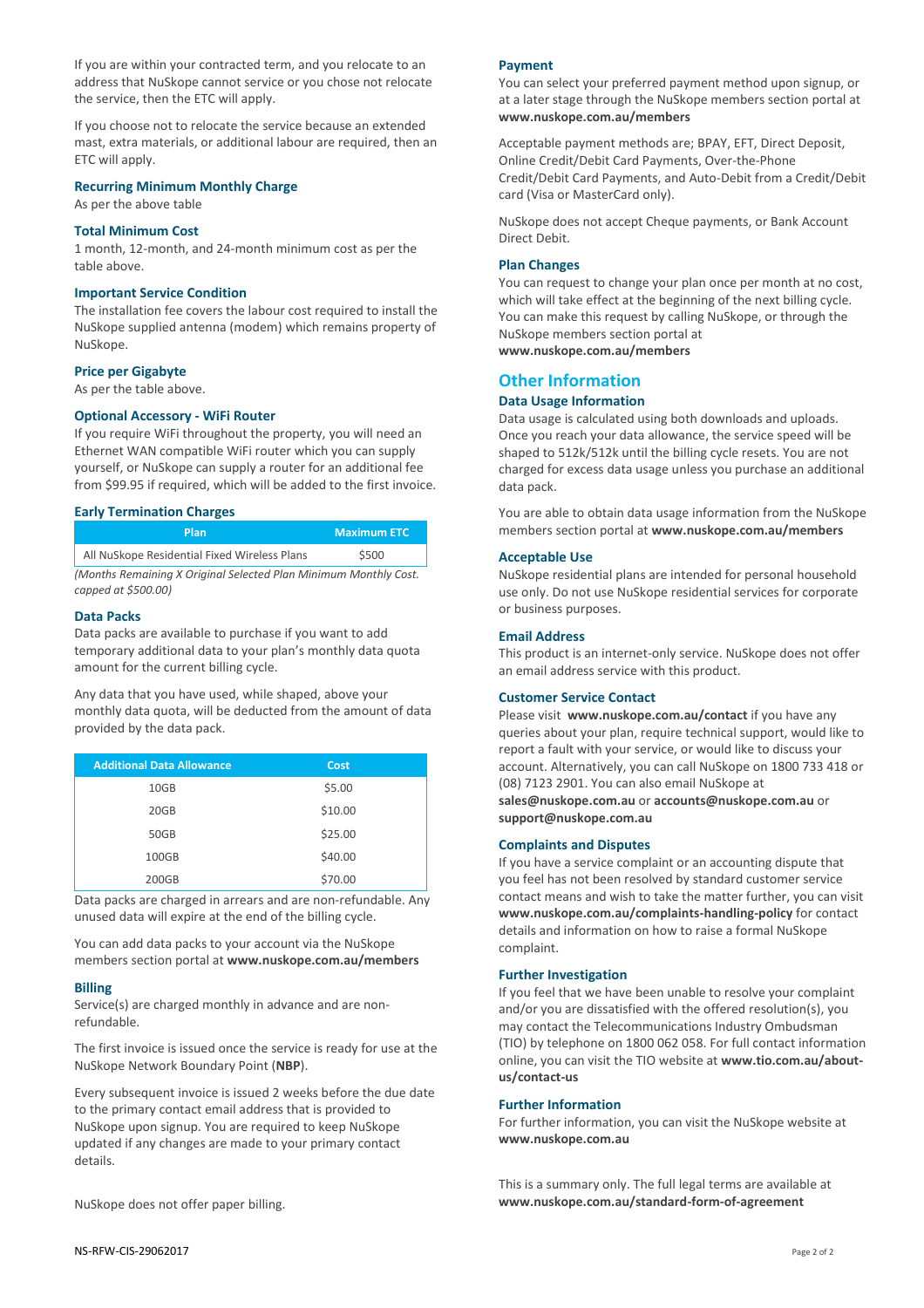If you are within your contracted term, and you relocate to an address that NuSkope cannot service or you chose not relocate the service, then the ETC will apply.

If you choose not to relocate the service because an extended mast, extra materials, or additional labour are required, then an ETC will apply.

### Recurring Minimum Monthly Charge

As per the above table

### Total Minimum Cost

1 month, 12-month, and 24-month minimum cost as per the table above.

### Important Service Condition

The installation fee covers the labour cost required to install the NuSkope supplied antenna (modem) which remains property of NuSkope.

### Price per Gigabyte

As per the table above.

### Optional Accessory - WiFi Router

If you require WiFi throughout the property, you will need an Ethernet WAN compatible WiFi router which you can supply yourself, or NuSkope can supply a router for an additional fee from $99.95 if required, which will be added to the first invoice.

### Early Termination Charges

| Plan | Maximum ETC |
| --- | --- |
| All NuSkope Residential Fixed Wireless Plans | $500 |

*(Months Remaining X Original Selected Plan Minimum Monthly Cost. capped at $500.00)*

### Data Packs

Data packs are available to purchase if you want to add temporary additional data to your plan's monthly data quota amount for the current billing cycle.

Any data that you have used, while shaped, above your monthly data quota, will be deducted from the amount of data provided by the data pack.

| Additional Data Allowance | Cost |
| --- | --- |
| 10GB | $5.00 |
| 20GB | $10.00 |
| 50GB | $25.00 |
| 100GB | $40.00 |
| 200GB | $70.00 |

Data packs are charged in arrears and are non-refundable. Any unused data will expire at the end of the billing cycle.

You can add data packs to your account via the NuSkope members section portal at **www.nuskope.com.au/members**

### Billing

Service(s) are charged monthly in advance and are non-refundable.

The first invoice is issued once the service is ready for use at the NuSkope Network Boundary Point (**NBP**).

Every subsequent invoice is issued 2 weeks before the due date to the primary contact email address that is provided to NuSkope upon signup. You are required to keep NuSkope updated if any changes are made to your primary contact details.

NuSkope does not offer paper billing.

### Payment

You can select your preferred payment method upon signup, or at a later stage through the NuSkope members section portal at **www.nuskope.com.au/members**

Acceptable payment methods are; BPAY, EFT, Direct Deposit, Online Credit/Debit Card Payments, Over-the-Phone Credit/Debit Card Payments, and Auto-Debit from a Credit/Debit card (Visa or MasterCard only).

NuSkope does not accept Cheque payments, or Bank Account Direct Debit.

### Plan Changes

You can request to change your plan once per month at no cost, which will take effect at the beginning of the next billing cycle. You can make this request by calling NuSkope, or through the NuSkope members section portal at **www.nuskope.com.au/members**

## Other Information

### Data Usage Information

Data usage is calculated using both downloads and uploads. Once you reach your data allowance, the service speed will be shaped to 512k/512k until the billing cycle resets. You are not charged for excess data usage unless you purchase an additional data pack.

You are able to obtain data usage information from the NuSkope members section portal at **www.nuskope.com.au/members**

### Acceptable Use

NuSkope residential plans are intended for personal household use only. Do not use NuSkope residential services for corporate or business purposes.

### Email Address

This product is an internet-only service. NuSkope does not offer an email address service with this product.

### Customer Service Contact

Please visit **www.nuskope.com.au/contact** if you have any queries about your plan, require technical support, would like to report a fault with your service, or would like to discuss your account. Alternatively, you can call NuSkope on 1800 733 418 or (08) 7123 2901. You can also email NuSkope at **sales@nuskope.com.au** or **accounts@nuskope.com.au** or **support@nuskope.com.au**

### Complaints and Disputes

If you have a service complaint or an accounting dispute that you feel has not been resolved by standard customer service contact means and wish to take the matter further, you can visit **www.nuskope.com.au/complaints-handling-policy** for contact details and information on how to raise a formal NuSkope complaint.

### Further Investigation

If you feel that we have been unable to resolve your complaint and/or you are dissatisfied with the offered resolution(s), you may contact the Telecommunications Industry Ombudsman (TIO) by telephone on 1800 062 058. For full contact information online, you can visit the TIO website at **www.tio.com.au/about-us/contact-us**

### Further Information

For further information, you can visit the NuSkope website at **www.nuskope.com.au**

This is a summary only. The full legal terms are available at **www.nuskope.com.au/standard-form-of-agreement**

NS-RFW-CIS-29062017